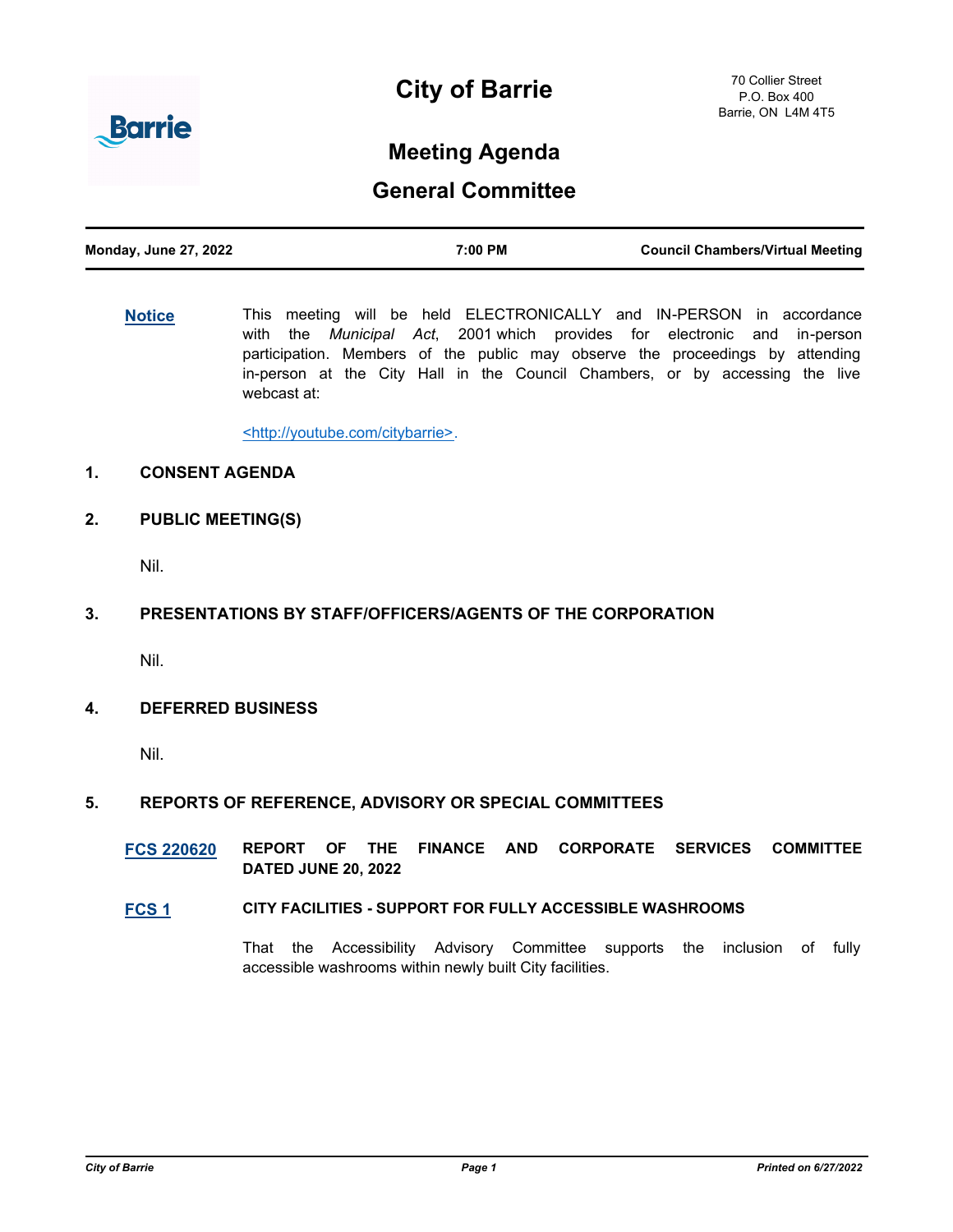# City of Barrie

70 Collier Street
P.O. Box 400
Barrie, ON L4M 4T5

## Meeting Agenda

## General Committee

| Monday, June 27, 2022 | 7:00 PM | Council Chambers/Virtual Meeting |
|---|---|---|

**Notice** This meeting will be held ELECTRONICALLY and IN-PERSON in accordance with the *Municipal Act*, 2001 which provides for electronic and in-person participation. Members of the public may observe the proceedings by attending in-person at the City Hall in the Council Chambers, or by accessing the live webcast at:

<http://youtube.com/citybarrie>.

### 1. CONSENT AGENDA

### 2. PUBLIC MEETING(S)

Nil.

### 3. PRESENTATIONS BY STAFF/OFFICERS/AGENTS OF THE CORPORATION

Nil.

### 4. DEFERRED BUSINESS

Nil.

### 5. REPORTS OF REFERENCE, ADVISORY OR SPECIAL COMMITTEES

**FCS 220620** **REPORT OF THE FINANCE AND CORPORATE SERVICES COMMITTEE DATED JUNE 20, 2022**

**FCS 1** **CITY FACILITIES - SUPPORT FOR FULLY ACCESSIBLE WASHROOMS**

That the Accessibility Advisory Committee supports the inclusion of fully accessible washrooms within newly built City facilities.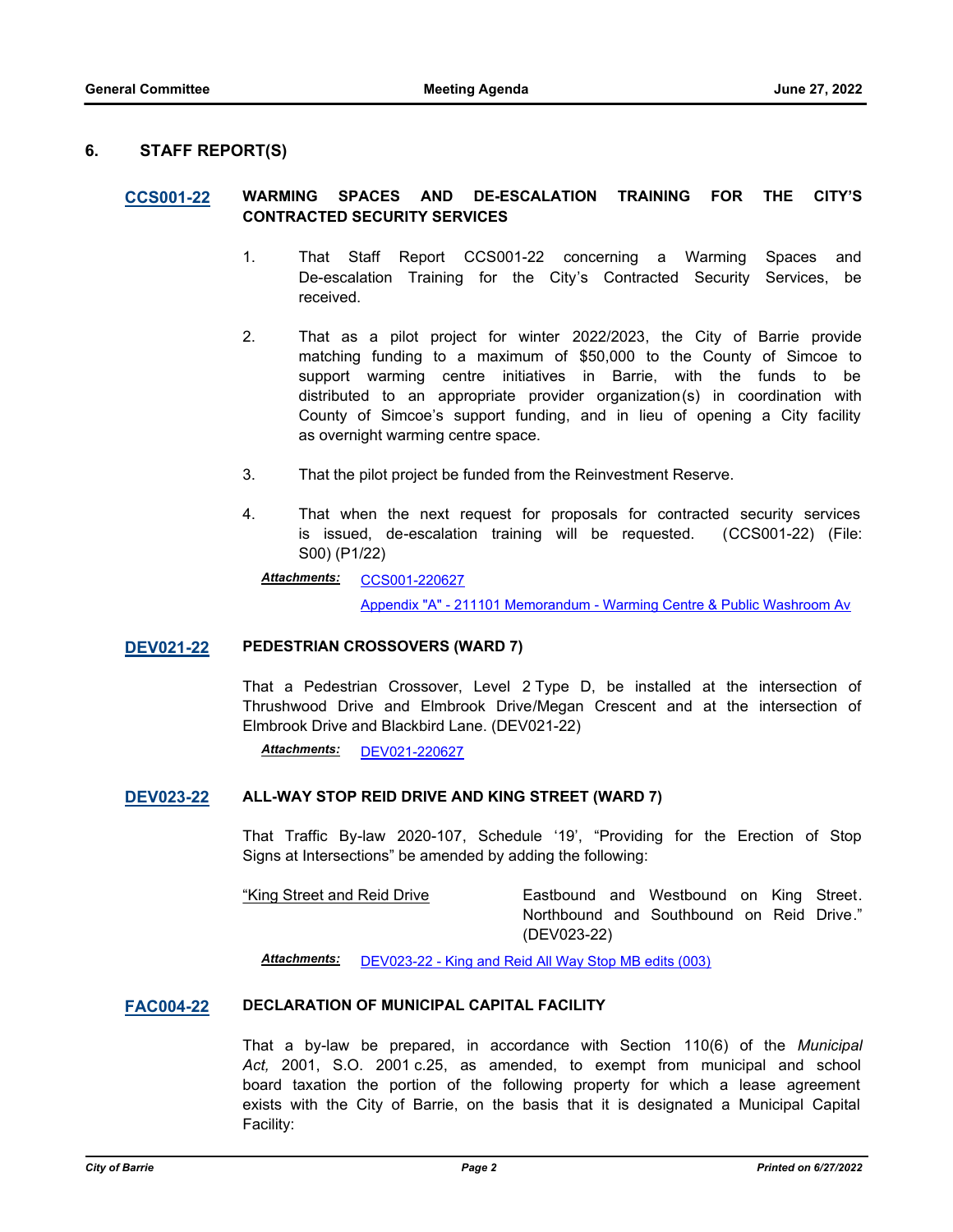## 6. STAFF REPORT(S)

**CCS001-22** **WARMING SPACES AND DE-ESCALATION TRAINING FOR THE CITY'S CONTRACTED SECURITY SERVICES**

1. That Staff Report CCS001-22 concerning a Warming Spaces and De-escalation Training for the City's Contracted Security Services, be received.

2. That as a pilot project for winter 2022/2023, the City of Barrie provide matching funding to a maximum of $50,000 to the County of Simcoe to support warming centre initiatives in Barrie, with the funds to be distributed to an appropriate provider organization(s) in coordination with County of Simcoe's support funding, and in lieu of opening a City facility as overnight warming centre space.

3. That the pilot project be funded from the Reinvestment Reserve.

4. That when the next request for proposals for contracted security services is issued, de-escalation training will be requested. (CCS001-22) (File: S00) (P1/22)

***Attachments:*** CCS001-220627

Appendix "A" - 211101 Memorandum - Warming Centre & Public Washroom Av

**DEV021-22** **PEDESTRIAN CROSSOVERS (WARD 7)**

That a Pedestrian Crossover, Level 2 Type D, be installed at the intersection of Thrushwood Drive and Elmbrook Drive/Megan Crescent and at the intersection of Elmbrook Drive and Blackbird Lane. (DEV021-22)

***Attachments:*** DEV021-220627

**DEV023-22** **ALL-WAY STOP REID DRIVE AND KING STREET (WARD 7)**

That Traffic By-law 2020-107, Schedule '19', "Providing for the Erection of Stop Signs at Intersections" be amended by adding the following:

| "King Street and Reid Drive | Eastbound and Westbound on King Street. Northbound and Southbound on Reid Drive." (DEV023-22) |
|---|---|

***Attachments:*** DEV023-22 - King and Reid All Way Stop MB edits (003)

**FAC004-22** **DECLARATION OF MUNICIPAL CAPITAL FACILITY**

That a by-law be prepared, in accordance with Section 110(6) of the *Municipal Act,* 2001, S.O. 2001 c.25, as amended, to exempt from municipal and school board taxation the portion of the following property for which a lease agreement exists with the City of Barrie, on the basis that it is designated a Municipal Capital Facility: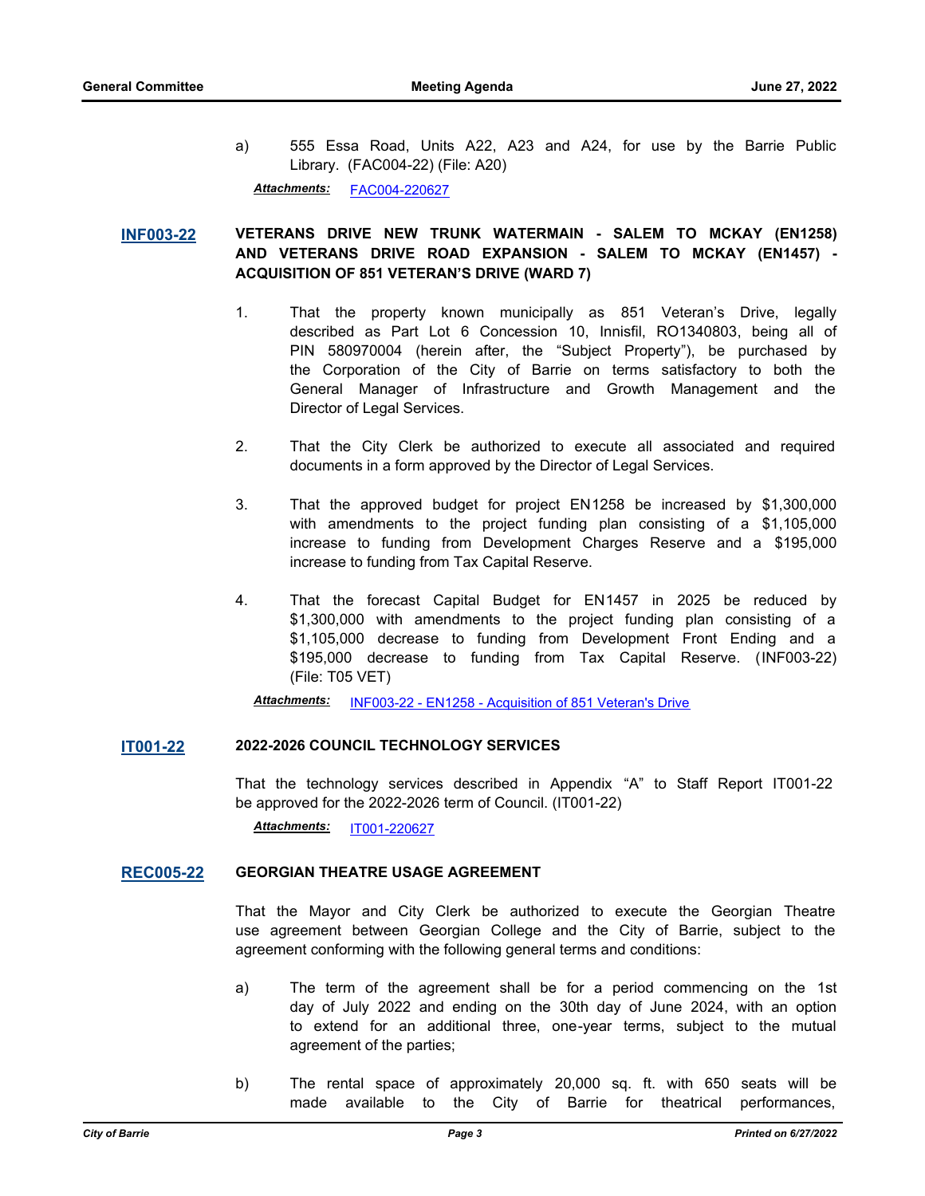a) 555 Essa Road, Units A22, A23 and A24, for use by the Barrie Public Library. (FAC004-22) (File: A20)

***Attachments:*** FAC004-220627

**INF003-22** **VETERANS DRIVE NEW TRUNK WATERMAIN - SALEM TO MCKAY (EN1258) AND VETERANS DRIVE ROAD EXPANSION - SALEM TO MCKAY (EN1457) - ACQUISITION OF 851 VETERAN'S DRIVE (WARD 7)**

1. That the property known municipally as 851 Veteran's Drive, legally described as Part Lot 6 Concession 10, Innisfil, RO1340803, being all of PIN 580970004 (herein after, the "Subject Property"), be purchased by the Corporation of the City of Barrie on terms satisfactory to both the General Manager of Infrastructure and Growth Management and the Director of Legal Services.

2. That the City Clerk be authorized to execute all associated and required documents in a form approved by the Director of Legal Services.

3. That the approved budget for project EN1258 be increased by $1,300,000 with amendments to the project funding plan consisting of a $1,105,000 increase to funding from Development Charges Reserve and a $195,000 increase to funding from Tax Capital Reserve.

4. That the forecast Capital Budget for EN1457 in 2025 be reduced by $1,300,000 with amendments to the project funding plan consisting of a $1,105,000 decrease to funding from Development Front Ending and a $195,000 decrease to funding from Tax Capital Reserve. (INF003-22) (File: T05 VET)

***Attachments:*** INF003-22 - EN1258 - Acquisition of 851 Veteran's Drive

**IT001-22** **2022-2026 COUNCIL TECHNOLOGY SERVICES**

That the technology services described in Appendix "A" to Staff Report IT001-22 be approved for the 2022-2026 term of Council. (IT001-22)

***Attachments:*** IT001-220627

**REC005-22** **GEORGIAN THEATRE USAGE AGREEMENT**

That the Mayor and City Clerk be authorized to execute the Georgian Theatre use agreement between Georgian College and the City of Barrie, subject to the agreement conforming with the following general terms and conditions:

a) The term of the agreement shall be for a period commencing on the 1st day of July 2022 and ending on the 30th day of June 2024, with an option to extend for an additional three, one-year terms, subject to the mutual agreement of the parties;

b) The rental space of approximately 20,000 sq. ft. with 650 seats will be made available to the City of Barrie for theatrical performances,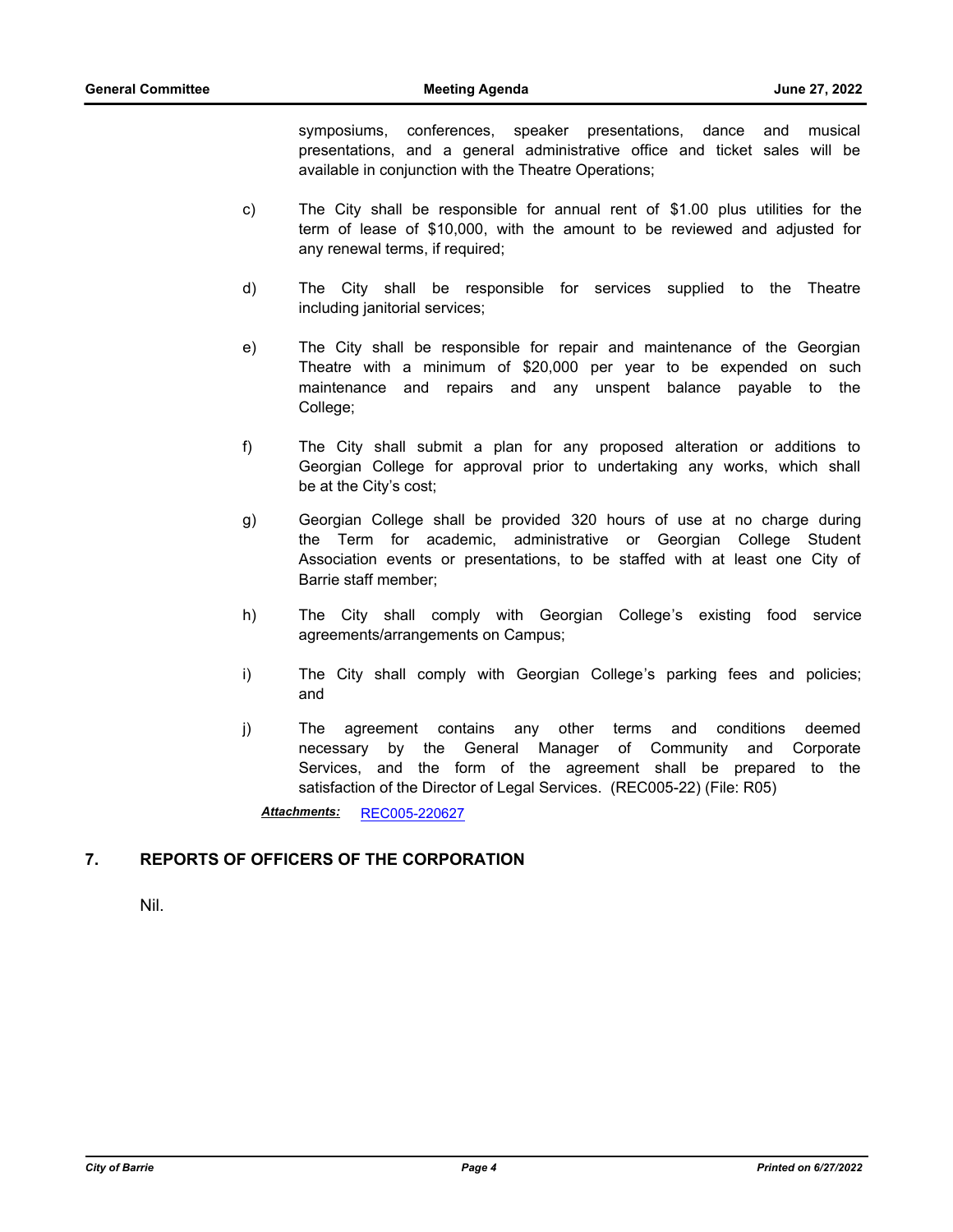symposiums, conferences, speaker presentations, dance and musical presentations, and a general administrative office and ticket sales will be available in conjunction with the Theatre Operations;

c) The City shall be responsible for annual rent of $1.00 plus utilities for the term of lease of $10,000, with the amount to be reviewed and adjusted for any renewal terms, if required;

d) The City shall be responsible for services supplied to the Theatre including janitorial services;

e) The City shall be responsible for repair and maintenance of the Georgian Theatre with a minimum of $20,000 per year to be expended on such maintenance and repairs and any unspent balance payable to the College;

f) The City shall submit a plan for any proposed alteration or additions to Georgian College for approval prior to undertaking any works, which shall be at the City's cost;

g) Georgian College shall be provided 320 hours of use at no charge during the Term for academic, administrative or Georgian College Student Association events or presentations, to be staffed with at least one City of Barrie staff member;

h) The City shall comply with Georgian College's existing food service agreements/arrangements on Campus;

i) The City shall comply with Georgian College's parking fees and policies; and

j) The agreement contains any other terms and conditions deemed necessary by the General Manager of Community and Corporate Services, and the form of the agreement shall be prepared to the satisfaction of the Director of Legal Services. (REC005-22) (File: R05)

***Attachments:*** REC005-220627

## 7. REPORTS OF OFFICERS OF THE CORPORATION

Nil.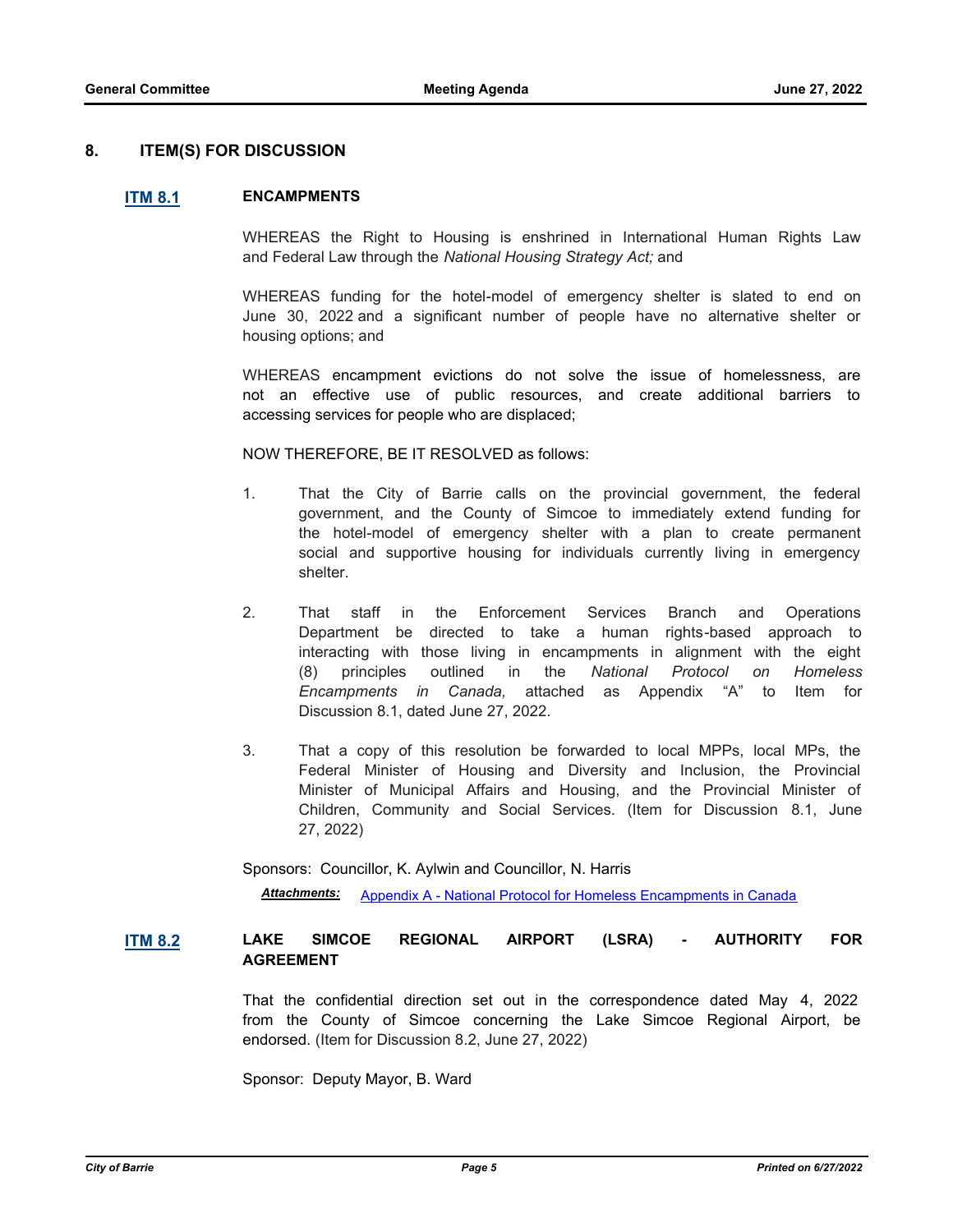## 8. ITEM(S) FOR DISCUSSION

### ITM 8.1 ENCAMPMENTS

WHEREAS the Right to Housing is enshrined in International Human Rights Law and Federal Law through the *National Housing Strategy Act;* and

WHEREAS funding for the hotel-model of emergency shelter is slated to end on June 30, 2022 and a significant number of people have no alternative shelter or housing options; and

WHEREAS encampment evictions do not solve the issue of homelessness, are not an effective use of public resources, and create additional barriers to accessing services for people who are displaced;

NOW THEREFORE, BE IT RESOLVED as follows:

1. That the City of Barrie calls on the provincial government, the federal government, and the County of Simcoe to immediately extend funding for the hotel-model of emergency shelter with a plan to create permanent social and supportive housing for individuals currently living in emergency shelter.

2. That staff in the Enforcement Services Branch and Operations Department be directed to take a human rights-based approach to interacting with those living in encampments in alignment with the eight (8) principles outlined in the *National Protocol on Homeless Encampments in Canada,* attached as Appendix "A" to Item for Discussion 8.1, dated June 27, 2022.

3. That a copy of this resolution be forwarded to local MPPs, local MPs, the Federal Minister of Housing and Diversity and Inclusion, the Provincial Minister of Municipal Affairs and Housing, and the Provincial Minister of Children, Community and Social Services. (Item for Discussion 8.1, June 27, 2022)

Sponsors: Councillor, K. Aylwin and Councillor, N. Harris

***Attachments:*** Appendix A - National Protocol for Homeless Encampments in Canada

### ITM 8.2 LAKE SIMCOE REGIONAL AIRPORT (LSRA) - AUTHORITY FOR AGREEMENT

That the confidential direction set out in the correspondence dated May 4, 2022 from the County of Simcoe concerning the Lake Simcoe Regional Airport, be endorsed. (Item for Discussion 8.2, June 27, 2022)

Sponsor: Deputy Mayor, B. Ward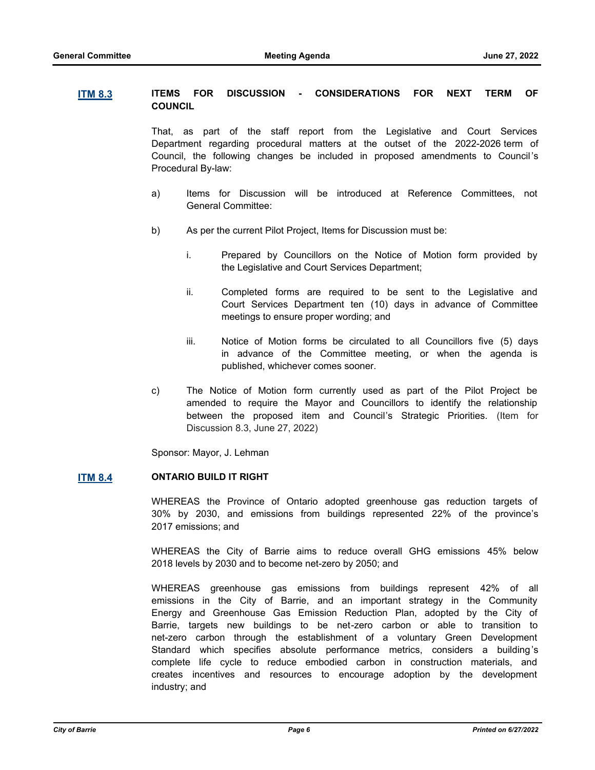**[ITM 8.3]** **ITEMS FOR DISCUSSION - CONSIDERATIONS FOR NEXT TERM OF COUNCIL**

That, as part of the staff report from the Legislative and Court Services Department regarding procedural matters at the outset of the 2022-2026 term of Council, the following changes be included in proposed amendments to Council's Procedural By-law:

a) Items for Discussion will be introduced at Reference Committees, not General Committee:

b) As per the current Pilot Project, Items for Discussion must be:

   i. Prepared by Councillors on the Notice of Motion form provided by the Legislative and Court Services Department;

   ii. Completed forms are required to be sent to the Legislative and Court Services Department ten (10) days in advance of Committee meetings to ensure proper wording; and

   iii. Notice of Motion forms be circulated to all Councillors five (5) days in advance of the Committee meeting, or when the agenda is published, whichever comes sooner.

c) The Notice of Motion form currently used as part of the Pilot Project be amended to require the Mayor and Councillors to identify the relationship between the proposed item and Council's Strategic Priorities. (Item for Discussion 8.3, June 27, 2022)

Sponsor: Mayor, J. Lehman

**[ITM 8.4]** **ONTARIO BUILD IT RIGHT**

WHEREAS the Province of Ontario adopted greenhouse gas reduction targets of 30% by 2030, and emissions from buildings represented 22% of the province's 2017 emissions; and

WHEREAS the City of Barrie aims to reduce overall GHG emissions 45% below 2018 levels by 2030 and to become net-zero by 2050; and

WHEREAS greenhouse gas emissions from buildings represent 42% of all emissions in the City of Barrie, and an important strategy in the Community Energy and Greenhouse Gas Emission Reduction Plan, adopted by the City of Barrie, targets new buildings to be net-zero carbon or able to transition to net-zero carbon through the establishment of a voluntary Green Development Standard which specifies absolute performance metrics, considers a building's complete life cycle to reduce embodied carbon in construction materials, and creates incentives and resources to encourage adoption by the development industry; and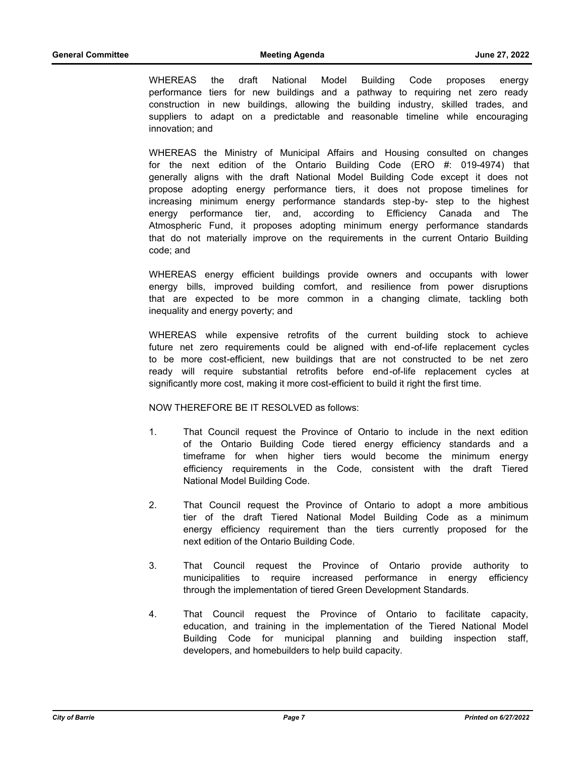WHEREAS the draft National Model Building Code proposes energy performance tiers for new buildings and a pathway to requiring net zero ready construction in new buildings, allowing the building industry, skilled trades, and suppliers to adapt on a predictable and reasonable timeline while encouraging innovation; and

WHEREAS the Ministry of Municipal Affairs and Housing consulted on changes for the next edition of the Ontario Building Code (ERO #: 019-4974) that generally aligns with the draft National Model Building Code except it does not propose adopting energy performance tiers, it does not propose timelines for increasing minimum energy performance standards step-by- step to the highest energy performance tier, and, according to Efficiency Canada and The Atmospheric Fund, it proposes adopting minimum energy performance standards that do not materially improve on the requirements in the current Ontario Building code; and

WHEREAS energy efficient buildings provide owners and occupants with lower energy bills, improved building comfort, and resilience from power disruptions that are expected to be more common in a changing climate, tackling both inequality and energy poverty; and

WHEREAS while expensive retrofits of the current building stock to achieve future net zero requirements could be aligned with end-of-life replacement cycles to be more cost-efficient, new buildings that are not constructed to be net zero ready will require substantial retrofits before end-of-life replacement cycles at significantly more cost, making it more cost-efficient to build it right the first time.

NOW THEREFORE BE IT RESOLVED as follows:

1. That Council request the Province of Ontario to include in the next edition of the Ontario Building Code tiered energy efficiency standards and a timeframe for when higher tiers would become the minimum energy efficiency requirements in the Code, consistent with the draft Tiered National Model Building Code.

2. That Council request the Province of Ontario to adopt a more ambitious tier of the draft Tiered National Model Building Code as a minimum energy efficiency requirement than the tiers currently proposed for the next edition of the Ontario Building Code.

3. That Council request the Province of Ontario provide authority to municipalities to require increased performance in energy efficiency through the implementation of tiered Green Development Standards.

4. That Council request the Province of Ontario to facilitate capacity, education, and training in the implementation of the Tiered National Model Building Code for municipal planning and building inspection staff, developers, and homebuilders to help build capacity.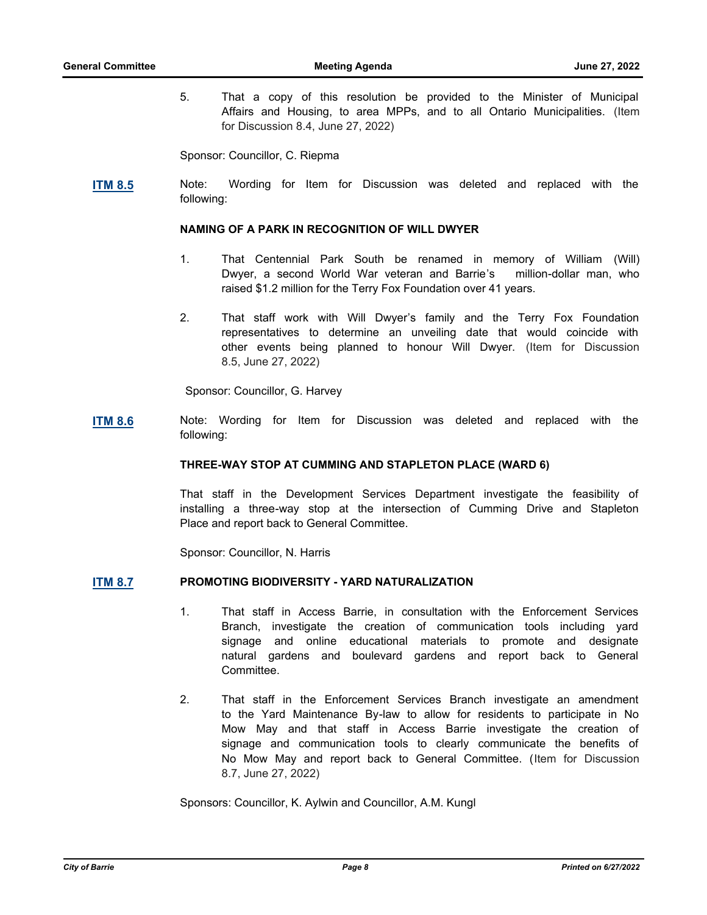5. That a copy of this resolution be provided to the Minister of Municipal Affairs and Housing, to area MPPs, and to all Ontario Municipalities. (Item for Discussion 8.4, June 27, 2022)

Sponsor: Councillor, C. Riepma

**ITM 8.5** Note: Wording for Item for Discussion was deleted and replaced with the following:

**NAMING OF A PARK IN RECOGNITION OF WILL DWYER**

1. That Centennial Park South be renamed in memory of William (Will) Dwyer, a second World War veteran and Barrie's million-dollar man, who raised $1.2 million for the Terry Fox Foundation over 41 years.

2. That staff work with Will Dwyer's family and the Terry Fox Foundation representatives to determine an unveiling date that would coincide with other events being planned to honour Will Dwyer. (Item for Discussion 8.5, June 27, 2022)

Sponsor: Councillor, G. Harvey

**ITM 8.6** Note: Wording for Item for Discussion was deleted and replaced with the following:

**THREE-WAY STOP AT CUMMING AND STAPLETON PLACE (WARD 6)**

That staff in the Development Services Department investigate the feasibility of installing a three-way stop at the intersection of Cumming Drive and Stapleton Place and report back to General Committee.

Sponsor: Councillor, N. Harris

**ITM 8.7** **PROMOTING BIODIVERSITY - YARD NATURALIZATION**

1. That staff in Access Barrie, in consultation with the Enforcement Services Branch, investigate the creation of communication tools including yard signage and online educational materials to promote and designate natural gardens and boulevard gardens and report back to General Committee.

2. That staff in the Enforcement Services Branch investigate an amendment to the Yard Maintenance By-law to allow for residents to participate in No Mow May and that staff in Access Barrie investigate the creation of signage and communication tools to clearly communicate the benefits of No Mow May and report back to General Committee. (Item for Discussion 8.7, June 27, 2022)

Sponsors: Councillor, K. Aylwin and Councillor, A.M. Kungl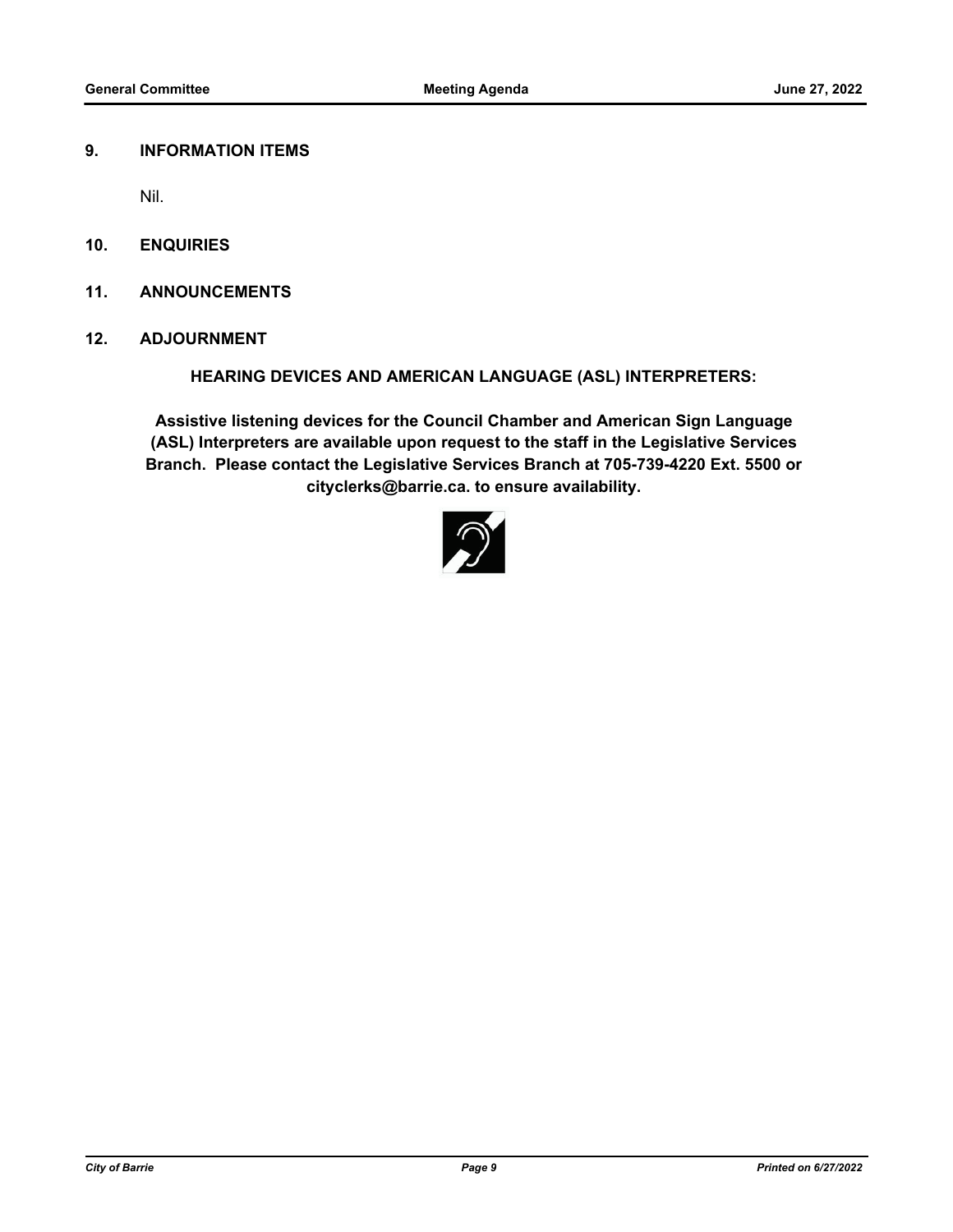## 9. INFORMATION ITEMS

Nil.

## 10. ENQUIRIES

## 11. ANNOUNCEMENTS

## 12. ADJOURNMENT

**HEARING DEVICES AND AMERICAN LANGUAGE (ASL) INTERPRETERS:**

**Assistive listening devices for the Council Chamber and American Sign Language (ASL) Interpreters are available upon request to the staff in the Legislative Services Branch. Please contact the Legislative Services Branch at 705-739-4220 Ext. 5500 or cityclerks@barrie.ca. to ensure availability.**